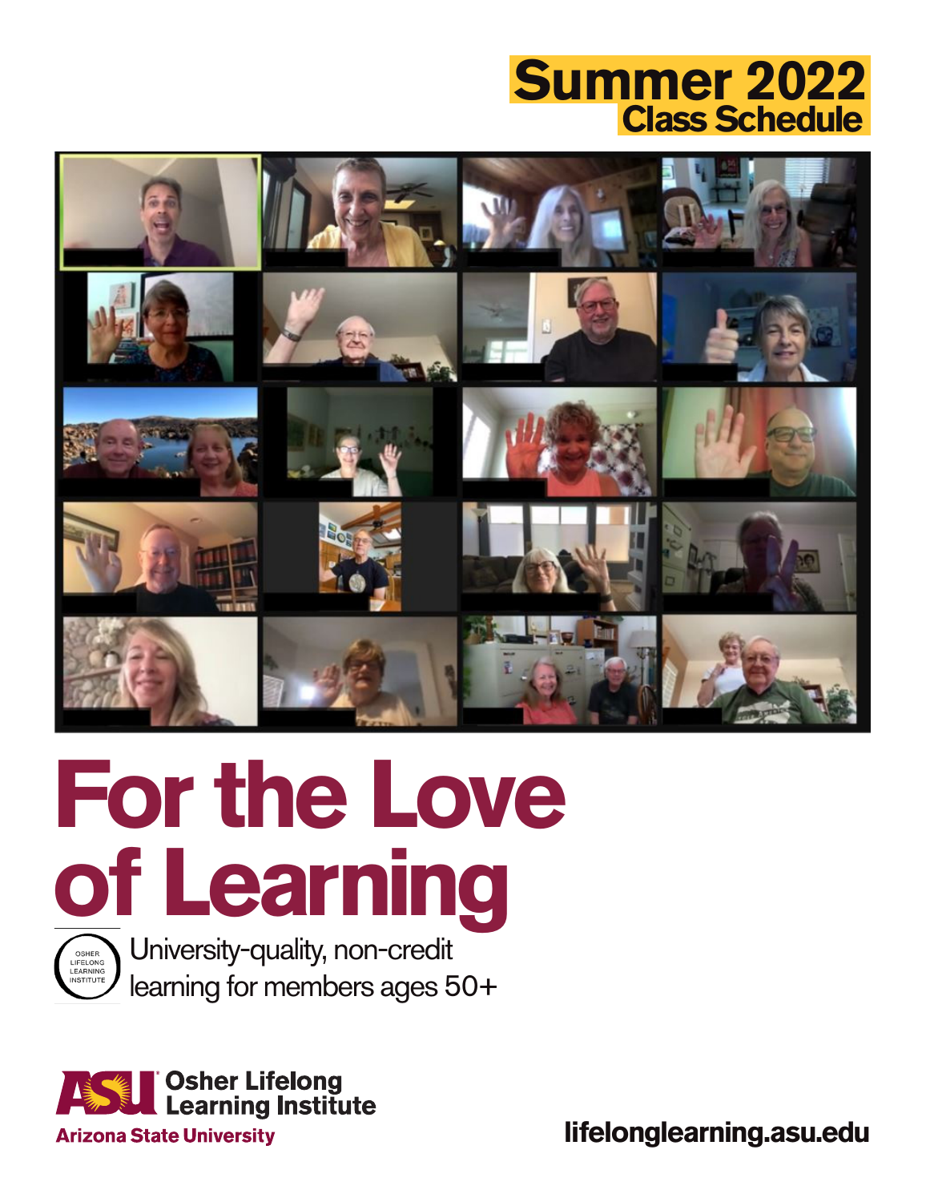# Summer 2022
## Class Schedule

# For the Love of Learning

OSHER LIFELONG LEARNING INSTITUTE

University-quality, non-credit learning for members ages 50+

ASU Osher Lifelong Learning Institute
Arizona State University

lifelonglearning.asu.edu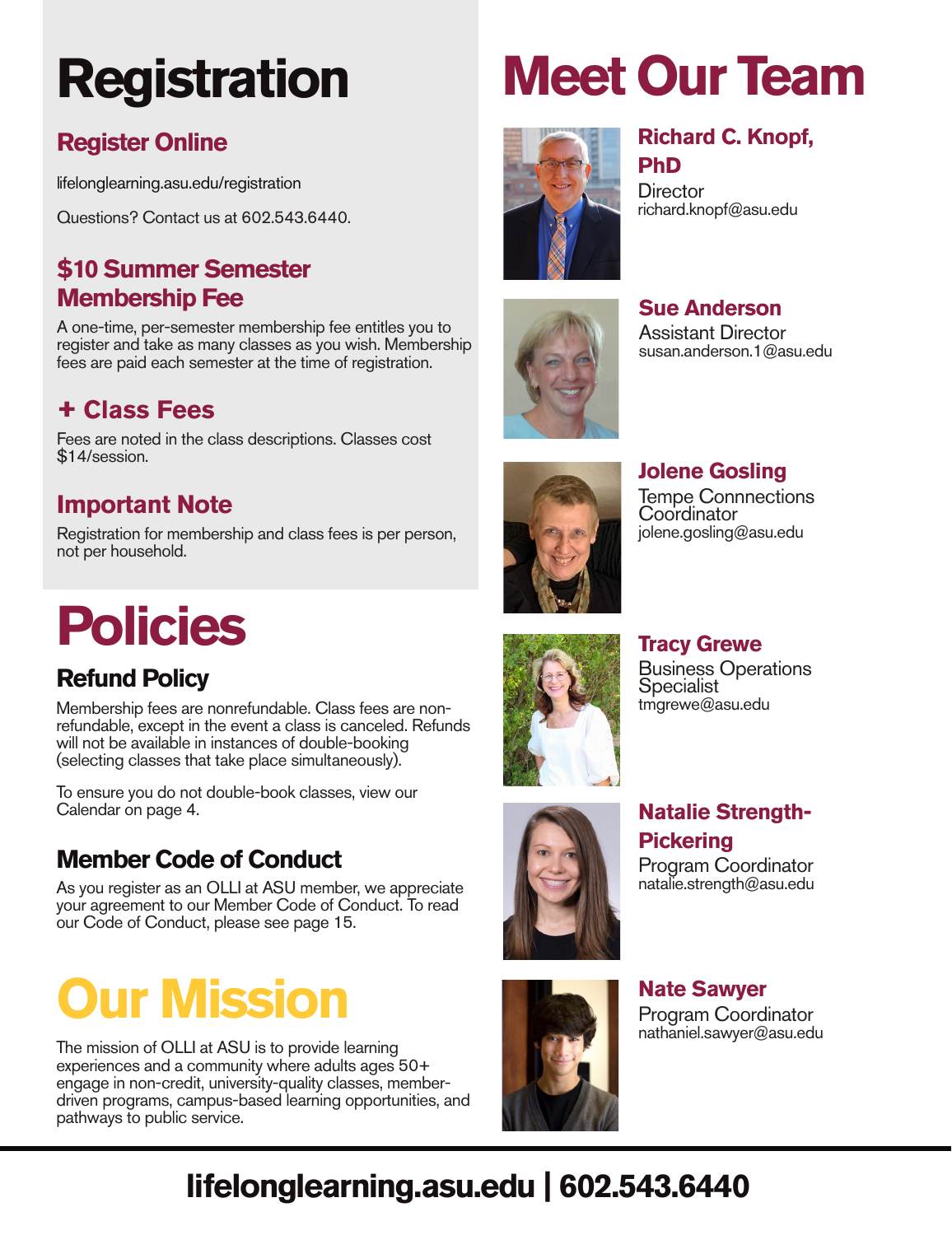# Registration

## Register Online

lifelonglearning.asu.edu/registration

Questions? Contact us at 602.543.6440.

## $10 Summer Semester Membership Fee

A one-time, per-semester membership fee entitles you to register and take as many classes as you wish. Membership fees are paid each semester at the time of registration.

## + Class Fees

Fees are noted in the class descriptions. Classes cost $14/session.

## Important Note

Registration for membership and class fees is per person, not per household.

# Policies

## Refund Policy

Membership fees are nonrefundable. Class fees are non-refundable, except in the event a class is canceled. Refunds will not be available in instances of double-booking (selecting classes that take place simultaneously).

To ensure you do not double-book classes, view our Calendar on page 4.

## Member Code of Conduct

As you register as an OLLI at ASU member, we appreciate your agreement to our Member Code of Conduct. To read our Code of Conduct, please see page 15.

# Our Mission

The mission of OLLI at ASU is to provide learning experiences and a community where adults ages 50+ engage in non-credit, university-quality classes, member-driven programs, campus-based learning opportunities, and pathways to public service.

# Meet Our Team

**Richard C. Knopf, PhD**
Director
richard.knopf@asu.edu

**Sue Anderson**
Assistant Director
susan.anderson.1@asu.edu

**Jolene Gosling**
Tempe Connnections Coordinator
jolene.gosling@asu.edu

**Tracy Grewe**
Business Operations Specialist
tmgrewe@asu.edu

**Natalie Strength-Pickering**
Program Coordinator
natalie.strength@asu.edu

**Nate Sawyer**
Program Coordinator
nathaniel.sawyer@asu.edu

**lifelonglearning.asu.edu | 602.543.6440**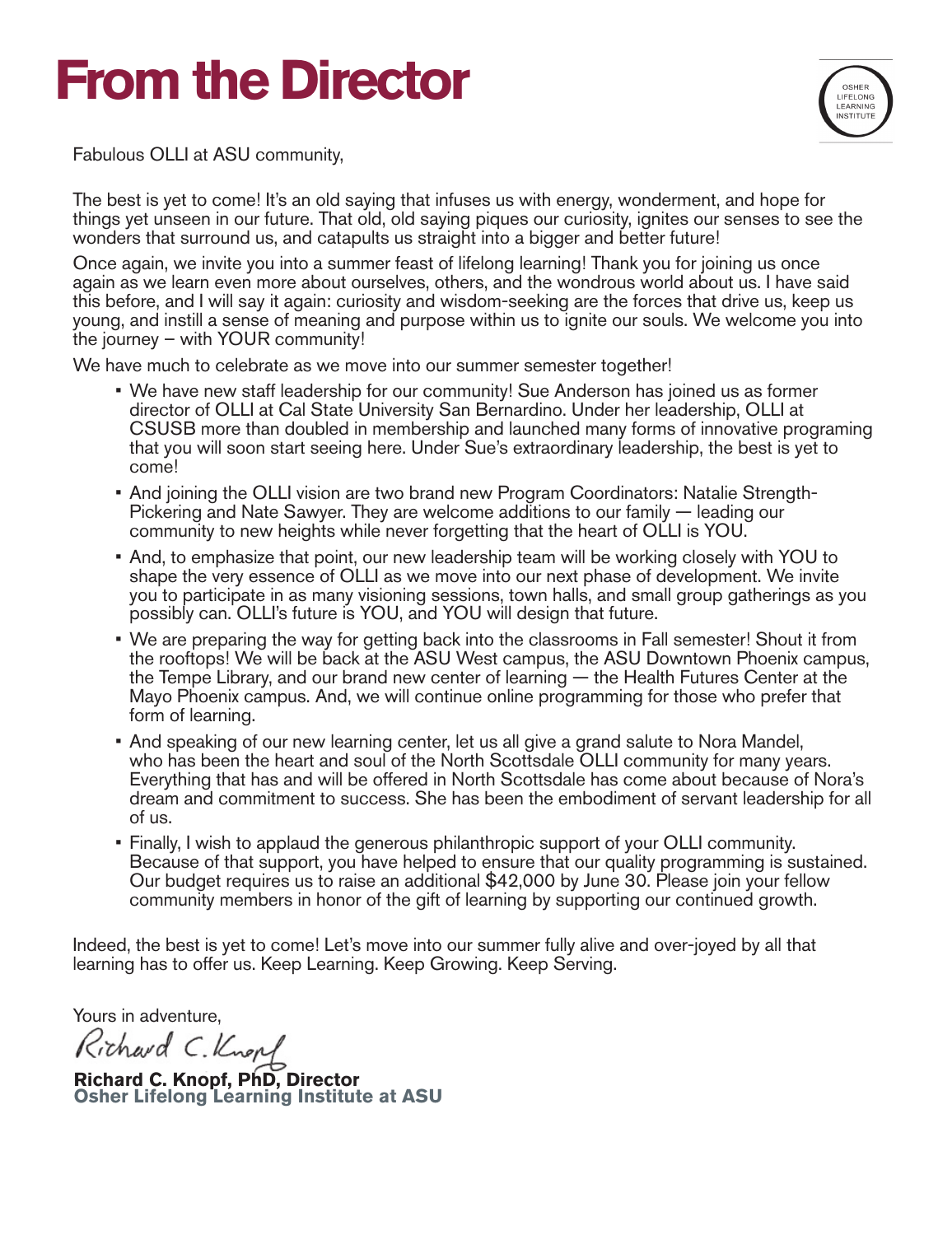# From the Director

Fabulous OLLI at ASU community,

The best is yet to come! It's an old saying that infuses us with energy, wonderment, and hope for things yet unseen in our future. That old, old saying piques our curiosity, ignites our senses to see the wonders that surround us, and catapults us straight into a bigger and better future!

Once again, we invite you into a summer feast of lifelong learning! Thank you for joining us once again as we learn even more about ourselves, others, and the wondrous world about us. I have said this before, and I will say it again: curiosity and wisdom-seeking are the forces that drive us, keep us young, and instill a sense of meaning and purpose within us to ignite our souls. We welcome you into the journey – with YOUR community!

We have much to celebrate as we move into our summer semester together!

- We have new staff leadership for our community! Sue Anderson has joined us as former director of OLLI at Cal State University San Bernardino. Under her leadership, OLLI at CSUSB more than doubled in membership and launched many forms of innovative programing that you will soon start seeing here. Under Sue's extraordinary leadership, the best is yet to come!
- And joining the OLLI vision are two brand new Program Coordinators: Natalie Strength-Pickering and Nate Sawyer. They are welcome additions to our family — leading our community to new heights while never forgetting that the heart of OLLI is YOU.
- And, to emphasize that point, our new leadership team will be working closely with YOU to shape the very essence of OLLI as we move into our next phase of development. We invite you to participate in as many visioning sessions, town halls, and small group gatherings as you possibly can. OLLI's future is YOU, and YOU will design that future.
- We are preparing the way for getting back into the classrooms in Fall semester! Shout it from the rooftops! We will be back at the ASU West campus, the ASU Downtown Phoenix campus, the Tempe Library, and our brand new center of learning — the Health Futures Center at the Mayo Phoenix campus. And, we will continue online programming for those who prefer that form of learning.
- And speaking of our new learning center, let us all give a grand salute to Nora Mandel, who has been the heart and soul of the North Scottsdale OLLI community for many years. Everything that has and will be offered in North Scottsdale has come about because of Nora's dream and commitment to success. She has been the embodiment of servant leadership for all of us.
- Finally, I wish to applaud the generous philanthropic support of your OLLI community. Because of that support, you have helped to ensure that our quality programming is sustained. Our budget requires us to raise an additional $42,000 by June 30. Please join your fellow community members in honor of the gift of learning by supporting our continued growth.

Indeed, the best is yet to come! Let's move into our summer fully alive and over-joyed by all that learning has to offer us. Keep Learning. Keep Growing. Keep Serving.

Yours in adventure,

Richard C. Knopf

**Richard C. Knopf, PhD, Director**
**Osher Lifelong Learning Institute at ASU**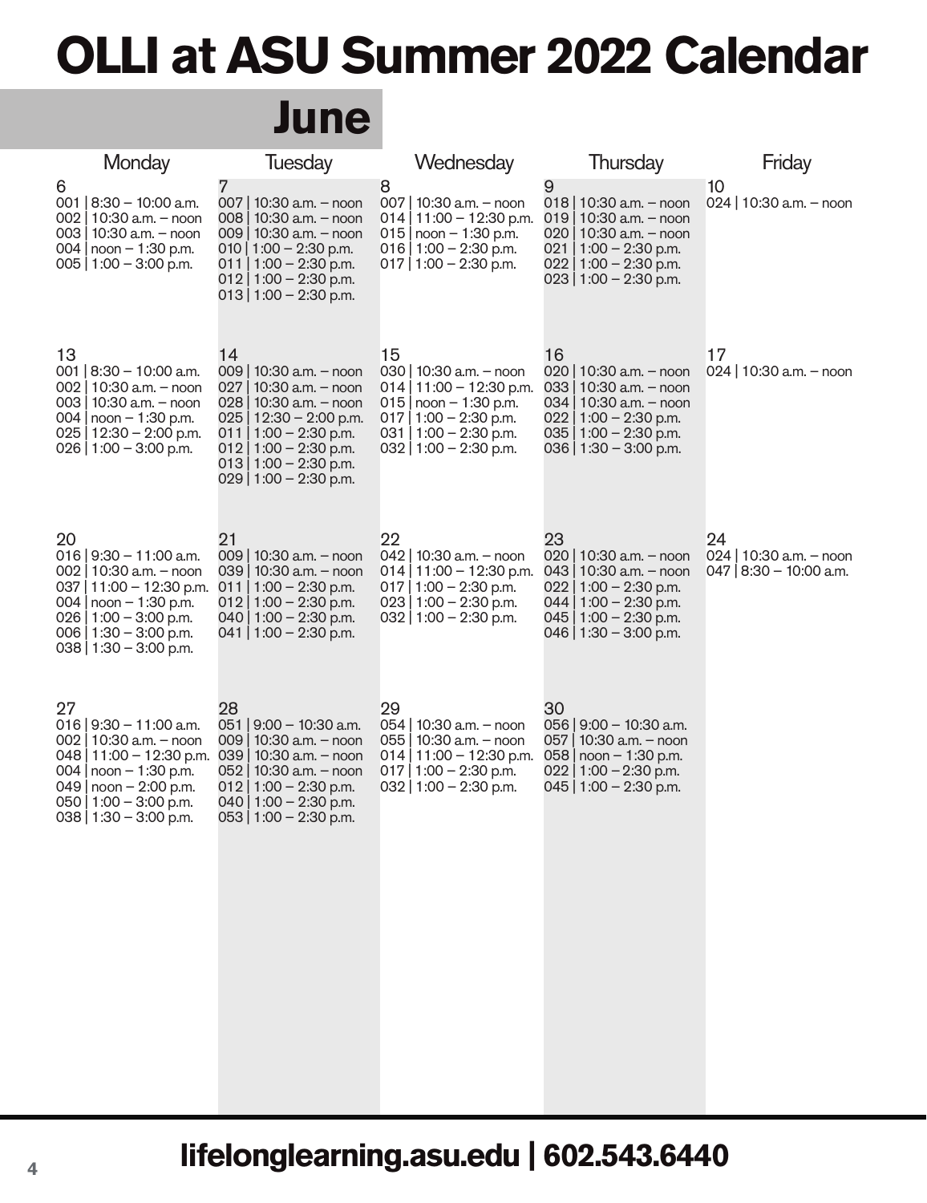# OLLI at ASU Summer 2022 Calendar

## June

| Monday | Tuesday | Wednesday | Thursday | Friday |
|---|---|---|---|---|
| 6<br>001 \| 8:30 – 10:00 a.m.<br>002 \| 10:30 a.m. – noon<br>003 \| 10:30 a.m. – noon<br>004 \| noon – 1:30 p.m.<br>005 \| 1:00 – 3:00 p.m. | 7<br>007 \| 10:30 a.m. – noon<br>008 \| 10:30 a.m. – noon<br>009 \| 10:30 a.m. – noon<br>010 \| 1:00 – 2:30 p.m.<br>011 \| 1:00 – 2:30 p.m.<br>012 \| 1:00 – 2:30 p.m.<br>013 \| 1:00 – 2:30 p.m. | 8<br>007 \| 10:30 a.m. – noon<br>014 \| 11:00 – 12:30 p.m.<br>015 \| noon – 1:30 p.m.<br>016 \| 1:00 – 2:30 p.m.<br>017 \| 1:00 – 2:30 p.m. | 9<br>018 \| 10:30 a.m. – noon<br>019 \| 10:30 a.m. – noon<br>020 \| 10:30 a.m. – noon<br>021 \| 1:00 – 2:30 p.m.<br>022 \| 1:00 – 2:30 p.m.<br>023 \| 1:00 – 2:30 p.m. | 10<br>024 \| 10:30 a.m. – noon |
| 13<br>001 \| 8:30 – 10:00 a.m.<br>002 \| 10:30 a.m. – noon<br>003 \| 10:30 a.m. – noon<br>004 \| noon – 1:30 p.m.<br>025 \| 12:30 – 2:00 p.m.<br>026 \| 1:00 – 3:00 p.m. | 14<br>009 \| 10:30 a.m. – noon<br>027 \| 10:30 a.m. – noon<br>028 \| 10:30 a.m. – noon<br>025 \| 12:30 – 2:00 p.m.<br>011 \| 1:00 – 2:30 p.m.<br>012 \| 1:00 – 2:30 p.m.<br>013 \| 1:00 – 2:30 p.m.<br>029 \| 1:00 – 2:30 p.m. | 15<br>030 \| 10:30 a.m. – noon<br>014 \| 11:00 – 12:30 p.m.<br>015 \| noon – 1:30 p.m.<br>017 \| 1:00 – 2:30 p.m.<br>031 \| 1:00 – 2:30 p.m.<br>032 \| 1:00 – 2:30 p.m. | 16<br>020 \| 10:30 a.m. – noon<br>033 \| 10:30 a.m. – noon<br>034 \| 10:30 a.m. – noon<br>022 \| 1:00 – 2:30 p.m.<br>035 \| 1:00 – 2:30 p.m.<br>036 \| 1:30 – 3:00 p.m. | 17<br>024 \| 10:30 a.m. – noon |
| 20<br>016 \| 9:30 – 11:00 a.m.<br>002 \| 10:30 a.m. – noon<br>037 \| 11:00 – 12:30 p.m.<br>004 \| noon – 1:30 p.m.<br>026 \| 1:00 – 3:00 p.m.<br>006 \| 1:30 – 3:00 p.m.<br>038 \| 1:30 – 3:00 p.m. | 21<br>009 \| 10:30 a.m. – noon<br>039 \| 10:30 a.m. – noon<br>011 \| 1:00 – 2:30 p.m.<br>012 \| 1:00 – 2:30 p.m.<br>040 \| 1:00 – 2:30 p.m.<br>041 \| 1:00 – 2:30 p.m. | 22<br>042 \| 10:30 a.m. – noon<br>014 \| 11:00 – 12:30 p.m.<br>017 \| 1:00 – 2:30 p.m.<br>023 \| 1:00 – 2:30 p.m.<br>032 \| 1:00 – 2:30 p.m. | 23<br>020 \| 10:30 a.m. – noon<br>043 \| 10:30 a.m. – noon<br>022 \| 1:00 – 2:30 p.m.<br>044 \| 1:00 – 2:30 p.m.<br>045 \| 1:00 – 2:30 p.m.<br>046 \| 1:30 – 3:00 p.m. | 24<br>024 \| 10:30 a.m. – noon<br>047 \| 8:30 – 10:00 a.m. |
| 27<br>016 \| 9:30 – 11:00 a.m.<br>002 \| 10:30 a.m. – noon<br>048 \| 11:00 – 12:30 p.m.<br>004 \| noon – 1:30 p.m.<br>049 \| noon – 2:00 p.m.<br>050 \| 1:00 – 3:00 p.m.<br>038 \| 1:30 – 3:00 p.m. | 28<br>051 \| 9:00 – 10:30 a.m.<br>009 \| 10:30 a.m. – noon<br>039 \| 10:30 a.m. – noon<br>052 \| 10:30 a.m. – noon<br>012 \| 1:00 – 2:30 p.m.<br>040 \| 1:00 – 2:30 p.m.<br>053 \| 1:00 – 2:30 p.m. | 29<br>054 \| 10:30 a.m. – noon<br>055 \| 10:30 a.m. – noon<br>014 \| 11:00 – 12:30 p.m.<br>017 \| 1:00 – 2:30 p.m.<br>032 \| 1:00 – 2:30 p.m. | 30<br>056 \| 9:00 – 10:30 a.m.<br>057 \| 10:30 a.m. – noon<br>058 \| noon – 1:30 p.m.<br>022 \| 1:00 – 2:30 p.m.<br>045 \| 1:00 – 2:30 p.m. | |

**lifelonglearning.asu.edu | 602.543.6440**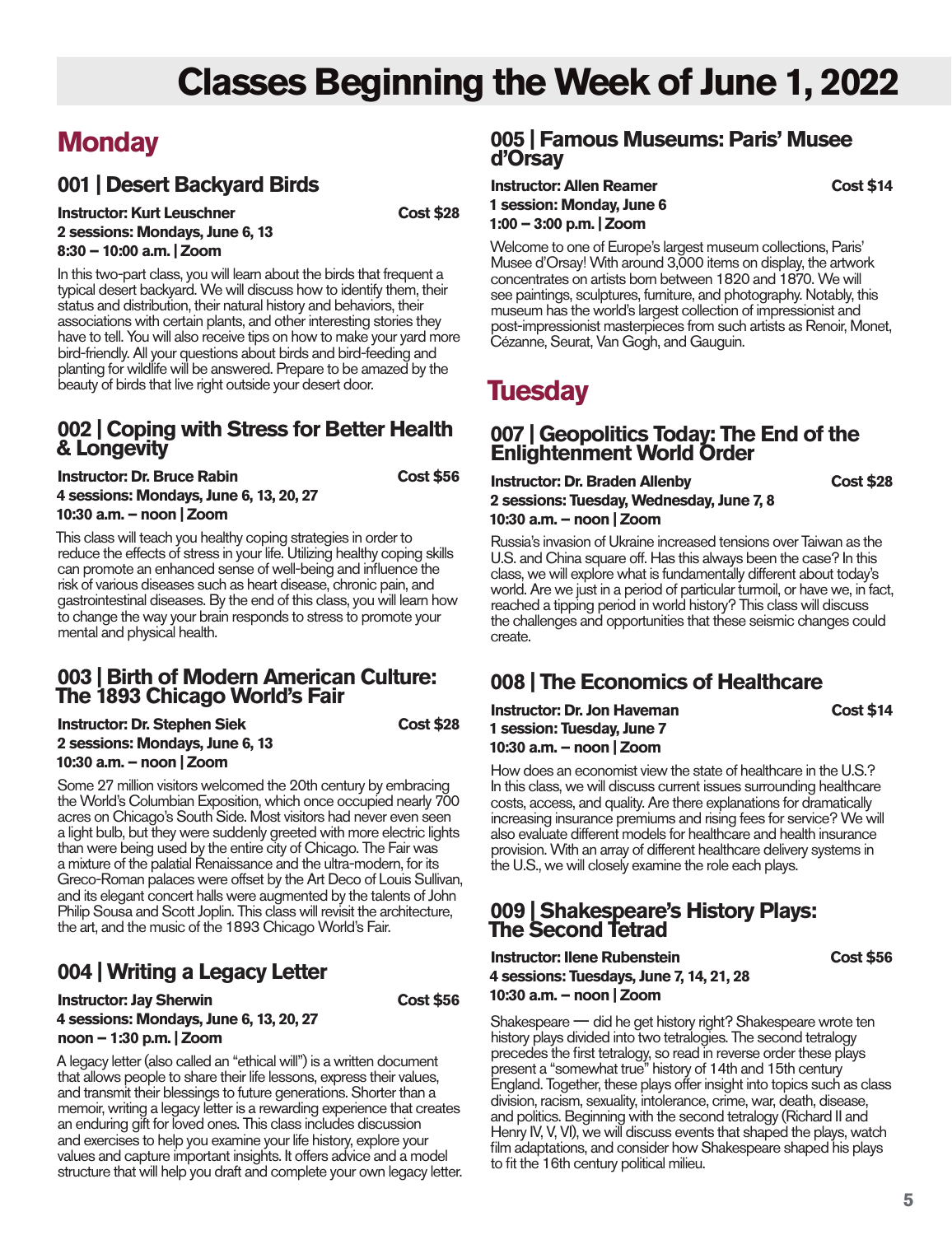# Classes Beginning the Week of June 1, 2022

## Monday

### 001 | Desert Backyard Birds

**Instructor: Kurt Leuschner** **Cost $28**
**2 sessions: Mondays, June 6, 13**
**8:30 – 10:00 a.m. | Zoom**

In this two-part class, you will learn about the birds that frequent a typical desert backyard. We will discuss how to identify them, their status and distribution, their natural history and behaviors, their associations with certain plants, and other interesting stories they have to tell. You will also receive tips on how to make your yard more bird-friendly. All your questions about birds and bird-feeding and planting for wildlife will be answered. Prepare to be amazed by the beauty of birds that live right outside your desert door.

### 002 | Coping with Stress for Better Health & Longevity

**Instructor: Dr. Bruce Rabin** **Cost $56**
**4 sessions: Mondays, June 6, 13, 20, 27**
**10:30 a.m. – noon | Zoom**

This class will teach you healthy coping strategies in order to reduce the effects of stress in your life. Utilizing healthy coping skills can promote an enhanced sense of well-being and influence the risk of various diseases such as heart disease, chronic pain, and gastrointestinal diseases. By the end of this class, you will learn how to change the way your brain responds to stress to promote your mental and physical health.

### 003 | Birth of Modern American Culture: The 1893 Chicago World's Fair

**Instructor: Dr. Stephen Siek** **Cost $28**
**2 sessions: Mondays, June 6, 13**
**10:30 a.m. – noon | Zoom**

Some 27 million visitors welcomed the 20th century by embracing the World's Columbian Exposition, which once occupied nearly 700 acres on Chicago's South Side. Most visitors had never even seen a light bulb, but they were suddenly greeted with more electric lights than were being used by the entire city of Chicago. The Fair was a mixture of the palatial Renaissance and the ultra-modern, for its Greco-Roman palaces were offset by the Art Deco of Louis Sullivan, and its elegant concert halls were augmented by the talents of John Philip Sousa and Scott Joplin. This class will revisit the architecture, the art, and the music of the 1893 Chicago World's Fair.

### 004 | Writing a Legacy Letter

**Instructor: Jay Sherwin** **Cost $56**
**4 sessions: Mondays, June 6, 13, 20, 27**
**noon – 1:30 p.m. | Zoom**

A legacy letter (also called an "ethical will") is a written document that allows people to share their life lessons, express their values, and transmit their blessings to future generations. Shorter than a memoir, writing a legacy letter is a rewarding experience that creates an enduring gift for loved ones. This class includes discussion and exercises to help you examine your life history, explore your values and capture important insights. It offers advice and a model structure that will help you draft and complete your own legacy letter.

### 005 | Famous Museums: Paris' Musee d'Orsay

**Instructor: Allen Reamer** **Cost $14**
**1 session: Monday, June 6**
**1:00 – 3:00 p.m. | Zoom**

Welcome to one of Europe's largest museum collections, Paris' Musee d'Orsay! With around 3,000 items on display, the artwork concentrates on artists born between 1820 and 1870. We will see paintings, sculptures, furniture, and photography. Notably, this museum has the world's largest collection of impressionist and post-impressionist masterpieces from such artists as Renoir, Monet, Cézanne, Seurat, Van Gogh, and Gauguin.

## Tuesday

### 007 | Geopolitics Today: The End of the Enlightenment World Order

**Instructor: Dr. Braden Allenby** **Cost $28**
**2 sessions: Tuesday, Wednesday, June 7, 8**
**10:30 a.m. – noon | Zoom**

Russia's invasion of Ukraine increased tensions over Taiwan as the U.S. and China square off. Has this always been the case? In this class, we will explore what is fundamentally different about today's world. Are we just in a period of particular turmoil, or have we, in fact, reached a tipping period in world history? This class will discuss the challenges and opportunities that these seismic changes could create.

### 008 | The Economics of Healthcare

**Instructor: Dr. Jon Haveman** **Cost $14**
**1 session: Tuesday, June 7**
**10:30 a.m. – noon | Zoom**

How does an economist view the state of healthcare in the U.S.? In this class, we will discuss current issues surrounding healthcare costs, access, and quality. Are there explanations for dramatically increasing insurance premiums and rising fees for service? We will also evaluate different models for healthcare and health insurance provision. With an array of different healthcare delivery systems in the U.S., we will closely examine the role each plays.

### 009 | Shakespeare's History Plays: The Second Tetrad

**Instructor: Ilene Rubenstein** **Cost $56**
**4 sessions: Tuesdays, June 7, 14, 21, 28**
**10:30 a.m. – noon | Zoom**

Shakespeare — did he get history right? Shakespeare wrote ten history plays divided into two tetralogies. The second tetralogy precedes the first tetralogy, so read in reverse order these plays present a "somewhat true" history of 14th and 15th century England. Together, these plays offer insight into topics such as class division, racism, sexuality, intolerance, crime, war, death, disease, and politics. Beginning with the second tetralogy (Richard II and Henry IV, V, VI), we will discuss events that shaped the plays, watch film adaptations, and consider how Shakespeare shaped his plays to fit the 16th century political milieu.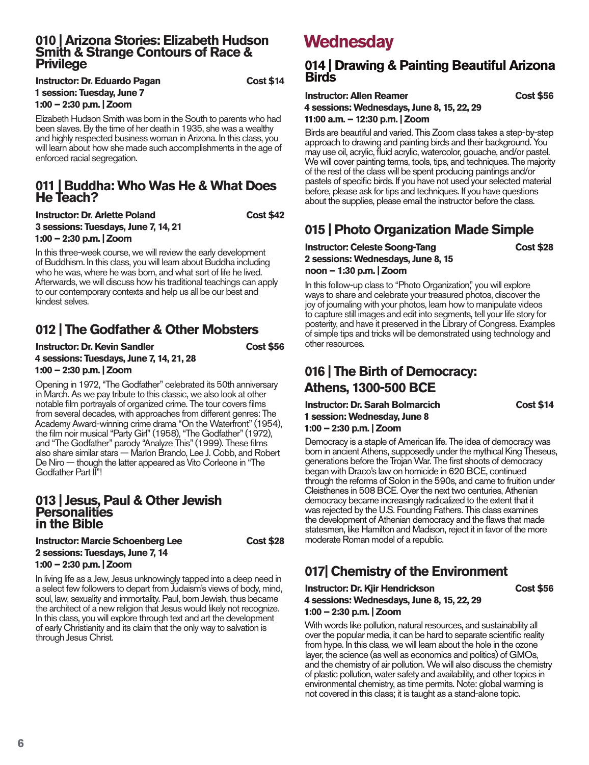## 010 | Arizona Stories: Elizabeth Hudson Smith & Strange Contours of Race & Privilege

**Instructor: Dr. Eduardo Pagan** **Cost $14**
**1 session: Tuesday, June 7**
**1:00 – 2:30 p.m. | Zoom**

Elizabeth Hudson Smith was born in the South to parents who had been slaves. By the time of her death in 1935, she was a wealthy and highly respected business woman in Arizona. In this class, you will learn about how she made such accomplishments in the age of enforced racial segregation.

## 011 | Buddha: Who Was He & What Does He Teach?

**Instructor: Dr. Arlette Poland** **Cost $42**
**3 sessions: Tuesdays, June 7, 14, 21**
**1:00 – 2:30 p.m. | Zoom**

In this three-week course, we will review the early development of Buddhism. In this class, you will learn about Buddha including who he was, where he was born, and what sort of life he lived. Afterwards, we will discuss how his traditional teachings can apply to our contemporary contexts and help us all be our best and kindest selves.

## 012 | The Godfather & Other Mobsters

**Instructor: Dr. Kevin Sandler** **Cost $56**
**4 sessions: Tuesdays, June 7, 14, 21, 28**
**1:00 – 2:30 p.m. | Zoom**

Opening in 1972, "The Godfather" celebrated its 50th anniversary in March. As we pay tribute to this classic, we also look at other notable film portrayals of organized crime. The tour covers films from several decades, with approaches from different genres: The Academy Award-winning crime drama "On the Waterfront" (1954), the film noir musical "Party Girl" (1958), "The Godfather" (1972), and "The Godfather" parody "Analyze This" (1999). These films also share similar stars — Marlon Brando, Lee J. Cobb, and Robert De Niro — though the latter appeared as Vito Corleone in "The Godfather Part II"!

## 013 | Jesus, Paul & Other Jewish Personalities in the Bible

**Instructor: Marcie Schoenberg Lee** **Cost $28**
**2 sessions: Tuesdays, June 7, 14**
**1:00 – 2:30 p.m. | Zoom**

In living life as a Jew, Jesus unknowingly tapped into a deep need in a select few followers to depart from Judaism's views of body, mind, soul, law, sexuality and immortality. Paul, born Jewish, thus became the architect of a new religion that Jesus would likely not recognize. In this class, you will explore through text and art the development of early Christianity and its claim that the only way to salvation is through Jesus Christ.

# Wednesday

## 014 | Drawing & Painting Beautiful Arizona Birds

**Instructor: Allen Reamer** **Cost $56**
**4 sessions: Wednesdays, June 8, 15, 22, 29**
**11:00 a.m. – 12:30 p.m. | Zoom**

Birds are beautiful and varied. This Zoom class takes a step-by-step approach to drawing and painting birds and their background. You may use oil, acrylic, fluid acrylic, watercolor, gouache, and/or pastel. We will cover painting terms, tools, tips, and techniques. The majority of the rest of the class will be spent producing paintings and/or pastels of specific birds. If you have not used your selected material before, please ask for tips and techniques. If you have questions about the supplies, please email the instructor before the class.

## 015 | Photo Organization Made Simple

**Instructor: Celeste Soong-Tang** **Cost $28**
**2 sessions: Wednesdays, June 8, 15**
**noon – 1:30 p.m. | Zoom**

In this follow-up class to "Photo Organization," you will explore ways to share and celebrate your treasured photos, discover the joy of journaling with your photos, learn how to manipulate videos to capture still images and edit into segments, tell your life story for posterity, and have it preserved in the Library of Congress. Examples of simple tips and tricks will be demonstrated using technology and other resources.

## 016 | The Birth of Democracy: Athens, 1300-500 BCE

**Instructor: Dr. Sarah Bolmarcich** **Cost $14**
**1 session: Wednesday, June 8**
**1:00 – 2:30 p.m. | Zoom**

Democracy is a staple of American life. The idea of democracy was born in ancient Athens, supposedly under the mythical King Theseus, generations before the Trojan War. The first shoots of democracy began with Draco's law on homicide in 620 BCE, continued through the reforms of Solon in the 590s, and came to fruition under Cleisthenes in 508 BCE. Over the next two centuries, Athenian democracy became increasingly radicalized to the extent that it was rejected by the U.S. Founding Fathers. This class examines the development of Athenian democracy and the flaws that made statesmen, like Hamilton and Madison, reject it in favor of the more moderate Roman model of a republic.

## 017| Chemistry of the Environment

**Instructor: Dr. Kjir Hendrickson** **Cost $56**
**4 sessions: Wednesdays, June 8, 15, 22, 29**
**1:00 – 2:30 p.m. | Zoom**

With words like pollution, natural resources, and sustainability all over the popular media, it can be hard to separate scientific reality from hype. In this class, we will learn about the hole in the ozone layer, the science (as well as economics and politics) of GMOs, and the chemistry of air pollution. We will also discuss the chemistry of plastic pollution, water safety and availability, and other topics in environmental chemistry, as time permits. Note: global warming is not covered in this class; it is taught as a stand-alone topic.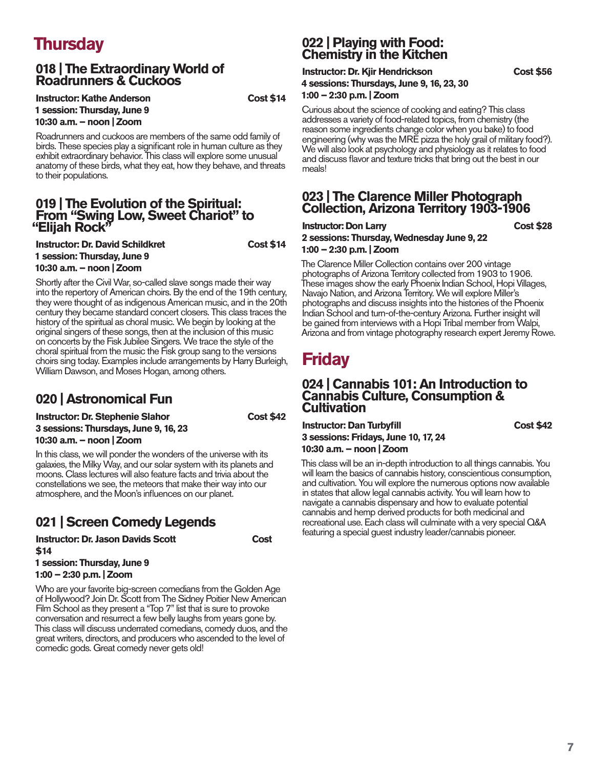# Thursday

## 018 | The Extraordinary World of Roadrunners & Cuckoos

**Instructor: Kathe Anderson** **Cost $14**
**1 session: Thursday, June 9**
**10:30 a.m. – noon | Zoom**

Roadrunners and cuckoos are members of the same odd family of birds. These species play a significant role in human culture as they exhibit extraordinary behavior. This class will explore some unusual anatomy of these birds, what they eat, how they behave, and threats to their populations.

## 019 | The Evolution of the Spiritual: From "Swing Low, Sweet Chariot" to "Elijah Rock"

**Instructor: Dr. David Schildkret** **Cost $14**
**1 session: Thursday, June 9**
**10:30 a.m. – noon | Zoom**

Shortly after the Civil War, so-called slave songs made their way into the repertory of American choirs. By the end of the 19th century, they were thought of as indigenous American music, and in the 20th century they became standard concert closers. This class traces the history of the spiritual as choral music. We begin by looking at the original singers of these songs, then at the inclusion of this music on concerts by the Fisk Jubilee Singers. We trace the style of the choral spiritual from the music the Fisk group sang to the versions choirs sing today. Examples include arrangements by Harry Burleigh, William Dawson, and Moses Hogan, among others.

## 020 | Astronomical Fun

**Instructor: Dr. Stephenie Slahor** **Cost $42**
**3 sessions: Thursdays, June 9, 16, 23**
**10:30 a.m. – noon | Zoom**

In this class, we will ponder the wonders of the universe with its galaxies, the Milky Way, and our solar system with its planets and moons. Class lectures will also feature facts and trivia about the constellations we see, the meteors that make their way into our atmosphere, and the Moon's influences on our planet.

## 021 | Screen Comedy Legends

**Instructor: Dr. Jason Davids Scott** **Cost $14**
**1 session: Thursday, June 9**
**1:00 – 2:30 p.m. | Zoom**

Who are your favorite big-screen comedians from the Golden Age of Hollywood? Join Dr. Scott from The Sidney Poitier New American Film School as they present a "Top 7" list that is sure to provoke conversation and resurrect a few belly laughs from years gone by. This class will discuss underrated comedians, comedy duos, and the great writers, directors, and producers who ascended to the level of comedic gods. Great comedy never gets old!

## 022 | Playing with Food: Chemistry in the Kitchen

**Instructor: Dr. Kjir Hendrickson** **Cost $56**
**4 sessions: Thursdays, June 9, 16, 23, 30**
**1:00 – 2:30 p.m. | Zoom**

Curious about the science of cooking and eating? This class addresses a variety of food-related topics, from chemistry (the reason some ingredients change color when you bake) to food engineering (why was the MRE pizza the holy grail of military food?). We will also look at psychology and physiology as it relates to food and discuss flavor and texture tricks that bring out the best in our meals!

## 023 | The Clarence Miller Photograph Collection, Arizona Territory 1903-1906

**Instructor: Don Larry** **Cost $28**
**2 sessions: Thursday, Wednesday June 9, 22**
**1:00 – 2:30 p.m. | Zoom**

The Clarence Miller Collection contains over 200 vintage photographs of Arizona Territory collected from 1903 to 1906. These images show the early Phoenix Indian School, Hopi Villages, Navajo Nation, and Arizona Territory. We will explore Miller's photographs and discuss insights into the histories of the Phoenix Indian School and turn-of-the-century Arizona. Further insight will be gained from interviews with a Hopi Tribal member from Walpi, Arizona and from vintage photography research expert Jeremy Rowe.

# Friday

## 024 | Cannabis 101: An Introduction to Cannabis Culture, Consumption & Cultivation

**Instructor: Dan Turbyfill** **Cost $42**
**3 sessions: Fridays, June 10, 17, 24**
**10:30 a.m. – noon | Zoom**

This class will be an in-depth introduction to all things cannabis. You will learn the basics of cannabis history, conscientious consumption, and cultivation. You will explore the numerous options now available in states that allow legal cannabis activity. You will learn how to navigate a cannabis dispensary and how to evaluate potential cannabis and hemp derived products for both medicinal and recreational use. Each class will culminate with a very special Q&A featuring a special guest industry leader/cannabis pioneer.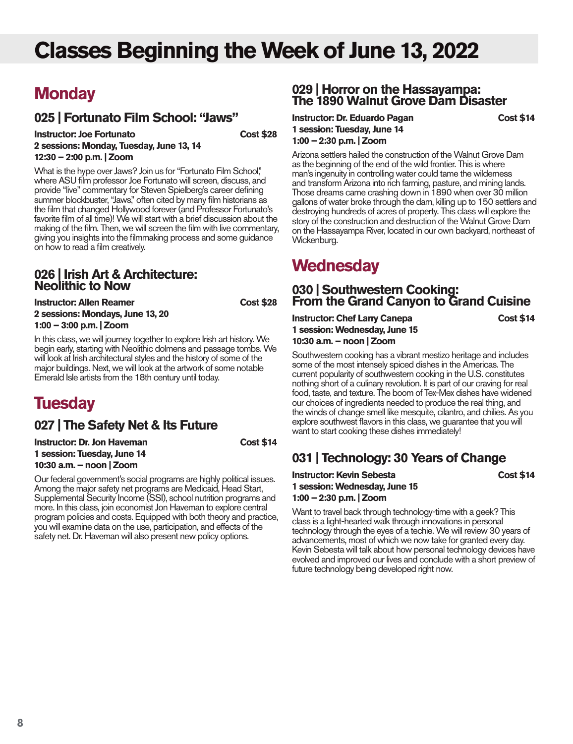# Classes Beginning the Week of June 13, 2022

## Monday

### 025 | Fortunato Film School: "Jaws"

**Instructor: Joe Fortunato** **Cost $28**
**2 sessions: Monday, Tuesday, June 13, 14**
**12:30 – 2:00 p.m. | Zoom**

What is the hype over Jaws? Join us for "Fortunato Film School," where ASU film professor Joe Fortunato will screen, discuss, and provide "live" commentary for Steven Spielberg's career defining summer blockbuster, "Jaws," often cited by many film historians as the film that changed Hollywood forever (and Professor Fortunato's favorite film of all time)! We will start with a brief discussion about the making of the film. Then, we will screen the film with live commentary, giving you insights into the filmmaking process and some guidance on how to read a film creatively.

### 026 | Irish Art & Architecture: Neolithic to Now

**Instructor: Allen Reamer** **Cost $28**
**2 sessions: Mondays, June 13, 20**
**1:00 – 3:00 p.m. | Zoom**

In this class, we will journey together to explore Irish art history. We begin early, starting with Neolithic dolmens and passage tombs. We will look at Irish architectural styles and the history of some of the major buildings. Next, we will look at the artwork of some notable Emerald Isle artists from the 18th century until today.

## Tuesday

### 027 | The Safety Net & Its Future

**Instructor: Dr. Jon Haveman** **Cost $14**
**1 session: Tuesday, June 14**
**10:30 a.m. – noon | Zoom**

Our federal government's social programs are highly political issues. Among the major safety net programs are Medicaid, Head Start, Supplemental Security Income (SSI), school nutrition programs and more. In this class, join economist Jon Haveman to explore central program policies and costs. Equipped with both theory and practice, you will examine data on the use, participation, and effects of the safety net. Dr. Haveman will also present new policy options.

### 029 | Horror on the Hassayampa: The 1890 Walnut Grove Dam Disaster

**Instructor: Dr. Eduardo Pagan** **Cost $14**
**1 session: Tuesday, June 14**
**1:00 – 2:30 p.m. | Zoom**

Arizona settlers hailed the construction of the Walnut Grove Dam as the beginning of the end of the wild frontier. This is where man's ingenuity in controlling water could tame the wilderness and transform Arizona into rich farming, pasture, and mining lands. Those dreams came crashing down in 1890 when over 30 million gallons of water broke through the dam, killing up to 150 settlers and destroying hundreds of acres of property. This class will explore the story of the construction and destruction of the Walnut Grove Dam on the Hassayampa River, located in our own backyard, northeast of Wickenburg.

## Wednesday

### 030 | Southwestern Cooking: From the Grand Canyon to Grand Cuisine

**Instructor: Chef Larry Canepa** **Cost $14**
**1 session: Wednesday, June 15**
**10:30 a.m. – noon | Zoom**

Southwestern cooking has a vibrant mestizo heritage and includes some of the most intensely spiced dishes in the Americas. The current popularity of southwestern cooking in the U.S. constitutes nothing short of a culinary revolution. It is part of our craving for real food, taste, and texture. The boom of Tex-Mex dishes have widened our choices of ingredients needed to produce the real thing, and the winds of change smell like mesquite, cilantro, and chilies. As you explore southwest flavors in this class, we guarantee that you will want to start cooking these dishes immediately!

### 031 | Technology: 30 Years of Change

**Instructor: Kevin Sebesta** **Cost $14**
**1 session: Wednesday, June 15**
**1:00 – 2:30 p.m. | Zoom**

Want to travel back through technology-time with a geek? This class is a light-hearted walk through innovations in personal technology through the eyes of a techie. We will review 30 years of advancements, most of which we now take for granted every day. Kevin Sebesta will talk about how personal technology devices have evolved and improved our lives and conclude with a short preview of future technology being developed right now.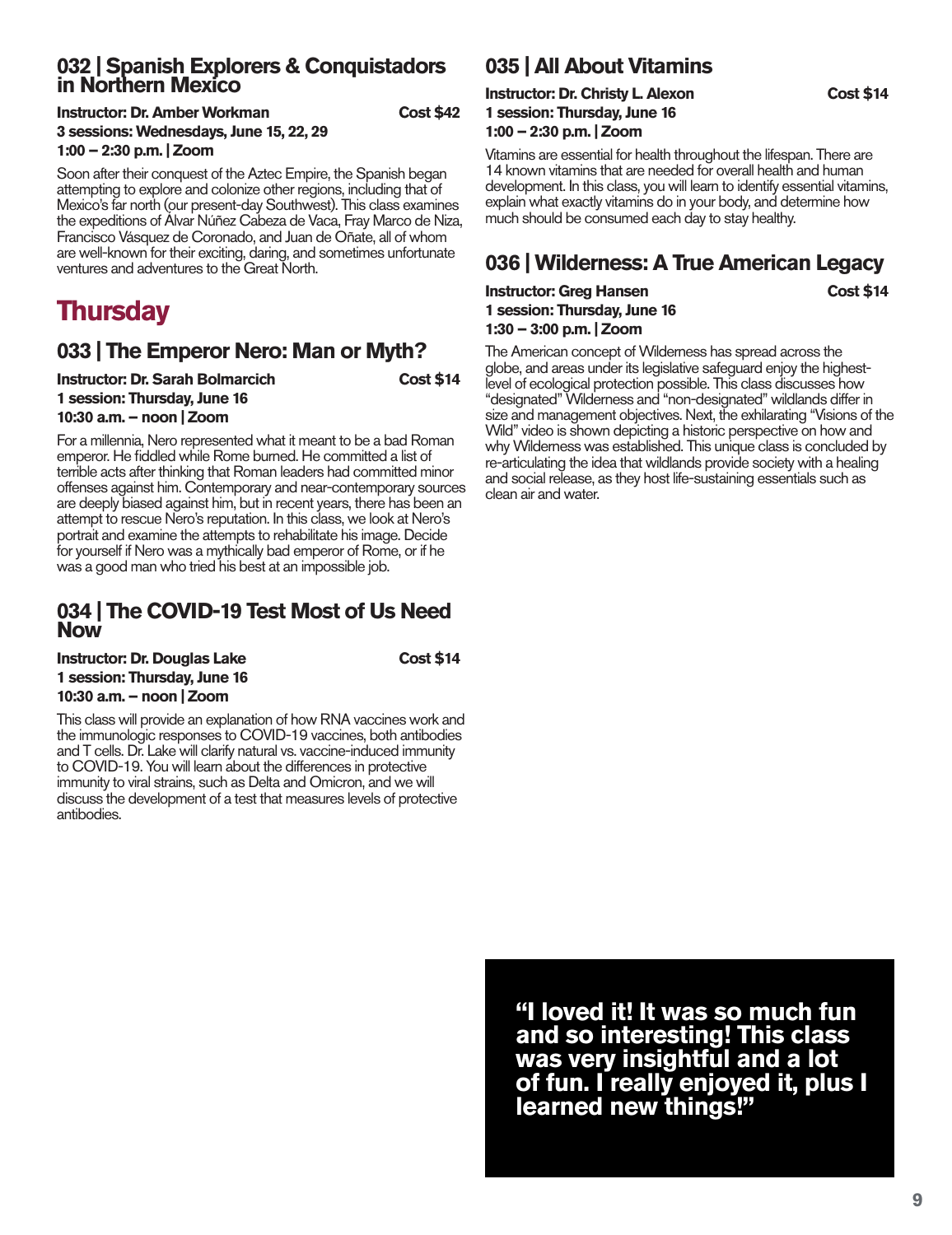## 032 | Spanish Explorers & Conquistadors in Northern Mexico

**Instructor: Dr. Amber Workman** **Cost $42**
**3 sessions: Wednesdays, June 15, 22, 29**
**1:00 – 2:30 p.m. | Zoom**

Soon after their conquest of the Aztec Empire, the Spanish began attempting to explore and colonize other regions, including that of Mexico's far north (our present-day Southwest). This class examines the expeditions of Álvar Núñez Cabeza de Vaca, Fray Marco de Niza, Francisco Vásquez de Coronado, and Juan de Oñate, all of whom are well-known for their exciting, daring, and sometimes unfortunate ventures and adventures to the Great North.

# Thursday

## 033 | The Emperor Nero: Man or Myth?

**Instructor: Dr. Sarah Bolmarcich** **Cost $14**
**1 session: Thursday, June 16**
**10:30 a.m. – noon | Zoom**

For a millennia, Nero represented what it meant to be a bad Roman emperor. He fiddled while Rome burned. He committed a list of terrible acts after thinking that Roman leaders had committed minor offenses against him. Contemporary and near-contemporary sources are deeply biased against him, but in recent years, there has been an attempt to rescue Nero's reputation. In this class, we look at Nero's portrait and examine the attempts to rehabilitate his image. Decide for yourself if Nero was a mythically bad emperor of Rome, or if he was a good man who tried his best at an impossible job.

## 034 | The COVID-19 Test Most of Us Need Now

**Instructor: Dr. Douglas Lake** **Cost $14**
**1 session: Thursday, June 16**
**10:30 a.m. – noon | Zoom**

This class will provide an explanation of how RNA vaccines work and the immunologic responses to COVID-19 vaccines, both antibodies and T cells. Dr. Lake will clarify natural vs. vaccine-induced immunity to COVID-19. You will learn about the differences in protective immunity to viral strains, such as Delta and Omicron, and we will discuss the development of a test that measures levels of protective antibodies.

## 035 | All About Vitamins

**Instructor: Dr. Christy L. Alexon** **Cost $14**
**1 session: Thursday, June 16**
**1:00 – 2:30 p.m. | Zoom**

Vitamins are essential for health throughout the lifespan. There are 14 known vitamins that are needed for overall health and human development. In this class, you will learn to identify essential vitamins, explain what exactly vitamins do in your body, and determine how much should be consumed each day to stay healthy.

## 036 | Wilderness: A True American Legacy

**Instructor: Greg Hansen** **Cost $14**
**1 session: Thursday, June 16**
**1:30 – 3:00 p.m. | Zoom**

The American concept of Wilderness has spread across the globe, and areas under its legislative safeguard enjoy the highest-level of ecological protection possible. This class discusses how "designated" Wilderness and "non-designated" wildlands differ in size and management objectives. Next, the exhilarating "Visions of the Wild" video is shown depicting a historic perspective on how and why Wilderness was established. This unique class is concluded by re-articulating the idea that wildlands provide society with a healing and social release, as they host life-sustaining essentials such as clean air and water.

**"I loved it! It was so much fun and so interesting! This class was very insightful and a lot of fun. I really enjoyed it, plus I learned new things!"**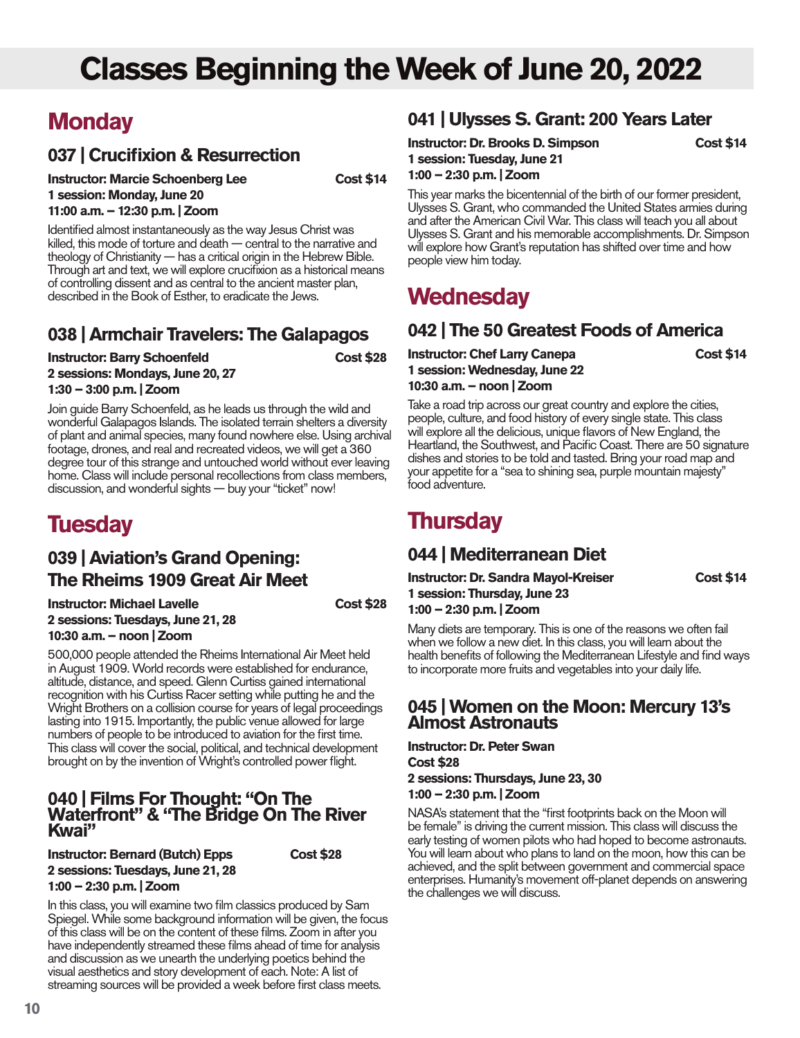# Classes Beginning the Week of June 20, 2022

## Monday

### 037 | Crucifixion & Resurrection

**Instructor: Marcie Schoenberg Lee** **Cost $14**
**1 session: Monday, June 20**
**11:00 a.m. – 12:30 p.m. | Zoom**

Identified almost instantaneously as the way Jesus Christ was killed, this mode of torture and death — central to the narrative and theology of Christianity — has a critical origin in the Hebrew Bible. Through art and text, we will explore crucifixion as a historical means of controlling dissent and as central to the ancient master plan, described in the Book of Esther, to eradicate the Jews.

### 038 | Armchair Travelers: The Galapagos

**Instructor: Barry Schoenfeld** **Cost $28**
**2 sessions: Mondays, June 20, 27**
**1:30 – 3:00 p.m. | Zoom**

Join guide Barry Schoenfeld, as he leads us through the wild and wonderful Galapagos Islands. The isolated terrain shelters a diversity of plant and animal species, many found nowhere else. Using archival footage, drones, and real and recreated videos, we will get a 360 degree tour of this strange and untouched world without ever leaving home. Class will include personal recollections from class members, discussion, and wonderful sights — buy your "ticket" now!

## Tuesday

### 039 | Aviation's Grand Opening: The Rheims 1909 Great Air Meet

**Instructor: Michael Lavelle** **Cost $28**
**2 sessions: Tuesdays, June 21, 28**
**10:30 a.m. – noon | Zoom**

500,000 people attended the Rheims International Air Meet held in August 1909. World records were established for endurance, altitude, distance, and speed. Glenn Curtiss gained international recognition with his Curtiss Racer setting while putting he and the Wright Brothers on a collision course for years of legal proceedings lasting into 1915. Importantly, the public venue allowed for large numbers of people to be introduced to aviation for the first time. This class will cover the social, political, and technical development brought on by the invention of Wright's controlled power flight.

### 040 | Films For Thought: "On The Waterfront" & "The Bridge On The River Kwai"

**Instructor: Bernard (Butch) Epps** **Cost $28**
**2 sessions: Tuesdays, June 21, 28**
**1:00 – 2:30 p.m. | Zoom**

In this class, you will examine two film classics produced by Sam Spiegel. While some background information will be given, the focus of this class will be on the content of these films. Zoom in after you have independently streamed these films ahead of time for analysis and discussion as we unearth the underlying poetics behind the visual aesthetics and story development of each. Note: A list of streaming sources will be provided a week before first class meets.

### 041 | Ulysses S. Grant: 200 Years Later

**Instructor: Dr. Brooks D. Simpson** **Cost $14**
**1 session: Tuesday, June 21**
**1:00 – 2:30 p.m. | Zoom**

This year marks the bicentennial of the birth of our former president, Ulysses S. Grant, who commanded the United States armies during and after the American Civil War. This class will teach you all about Ulysses S. Grant and his memorable accomplishments. Dr. Simpson will explore how Grant's reputation has shifted over time and how people view him today.

## Wednesday

### 042 | The 50 Greatest Foods of America

**Instructor: Chef Larry Canepa** **Cost $14**
**1 session: Wednesday, June 22**
**10:30 a.m. – noon | Zoom**

Take a road trip across our great country and explore the cities, people, culture, and food history of every single state. This class will explore all the delicious, unique flavors of New England, the Heartland, the Southwest, and Pacific Coast. There are 50 signature dishes and stories to be told and tasted. Bring your road map and your appetite for a "sea to shining sea, purple mountain majesty" food adventure.

## Thursday

### 044 | Mediterranean Diet

**Instructor: Dr. Sandra Mayol-Kreiser** **Cost $14**
**1 session: Thursday, June 23**
**1:00 – 2:30 p.m. | Zoom**

Many diets are temporary. This is one of the reasons we often fail when we follow a new diet. In this class, you will learn about the health benefits of following the Mediterranean Lifestyle and find ways to incorporate more fruits and vegetables into your daily life.

### 045 | Women on the Moon: Mercury 13's Almost Astronauts

**Instructor: Dr. Peter Swan**
**Cost $28**
**2 sessions: Thursdays, June 23, 30**
**1:00 – 2:30 p.m. | Zoom**

NASA's statement that the "first footprints back on the Moon will be female" is driving the current mission. This class will discuss the early testing of women pilots who had hoped to become astronauts. You will learn about who plans to land on the moon, how this can be achieved, and the split between government and commercial space enterprises. Humanity's movement off-planet depends on answering the challenges we will discuss.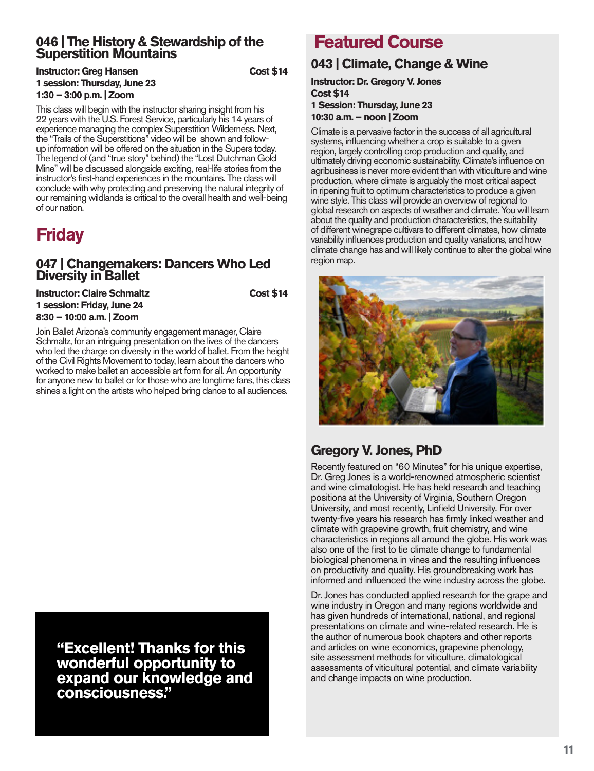## 046 | The History & Stewardship of the Superstition Mountains

**Instructor: Greg Hansen** **Cost $14**
**1 session: Thursday, June 23**
**1:30 – 3:00 p.m. | Zoom**

This class will begin with the instructor sharing insight from his 22 years with the U.S. Forest Service, particularly his 14 years of experience managing the complex Superstition Wilderness. Next, the "Trails of the Superstitions" video will be shown and follow-up information will be offered on the situation in the Supers today. The legend of (and "true story" behind) the "Lost Dutchman Gold Mine" will be discussed alongside exciting, real-life stories from the instructor's first-hand experiences in the mountains. The class will conclude with why protecting and preserving the natural integrity of our remaining wildlands is critical to the overall health and well-being of our nation.

# Friday

## 047 | Changemakers: Dancers Who Led Diversity in Ballet

**Instructor: Claire Schmaltz** **Cost $14**
**1 session: Friday, June 24**
**8:30 – 10:00 a.m. | Zoom**

Join Ballet Arizona's community engagement manager, Claire Schmaltz, for an intriguing presentation on the lives of the dancers who led the charge on diversity in the world of ballet. From the height of the Civil Rights Movement to today, learn about the dancers who worked to make ballet an accessible art form for all. An opportunity for anyone new to ballet or for those who are longtime fans, this class shines a light on the artists who helped bring dance to all audiences.

**"Excellent! Thanks for this wonderful opportunity to expand our knowledge and consciousness."**

# Featured Course

## 043 | Climate, Change & Wine

**Instructor: Dr. Gregory V. Jones**
**Cost $14**
**1 Session: Thursday, June 23**
**10:30 a.m. – noon | Zoom**

Climate is a pervasive factor in the success of all agricultural systems, influencing whether a crop is suitable to a given region, largely controlling crop production and quality, and ultimately driving economic sustainability. Climate's influence on agribusiness is never more evident than with viticulture and wine production, where climate is arguably the most critical aspect in ripening fruit to optimum characteristics to produce a given wine style. This class will provide an overview of regional to global research on aspects of weather and climate. You will learn about the quality and production characteristics, the suitability of different winegrape cultivars to different climates, how climate variability influences production and quality variations, and how climate change has and will likely continue to alter the global wine region map.

## Gregory V. Jones, PhD

Recently featured on "60 Minutes" for his unique expertise, Dr. Greg Jones is a world-renowned atmospheric scientist and wine climatologist. He has held research and teaching positions at the University of Virginia, Southern Oregon University, and most recently, Linfield University. For over twenty-five years his research has firmly linked weather and climate with grapevine growth, fruit chemistry, and wine characteristics in regions all around the globe. His work was also one of the first to tie climate change to fundamental biological phenomena in vines and the resulting influences on productivity and quality. His groundbreaking work has informed and influenced the wine industry across the globe.

Dr. Jones has conducted applied research for the grape and wine industry in Oregon and many regions worldwide and has given hundreds of international, national, and regional presentations on climate and wine-related research. He is the author of numerous book chapters and other reports and articles on wine economics, grapevine phenology, site assessment methods for viticulture, climatological assessments of viticultural potential, and climate variability and change impacts on wine production.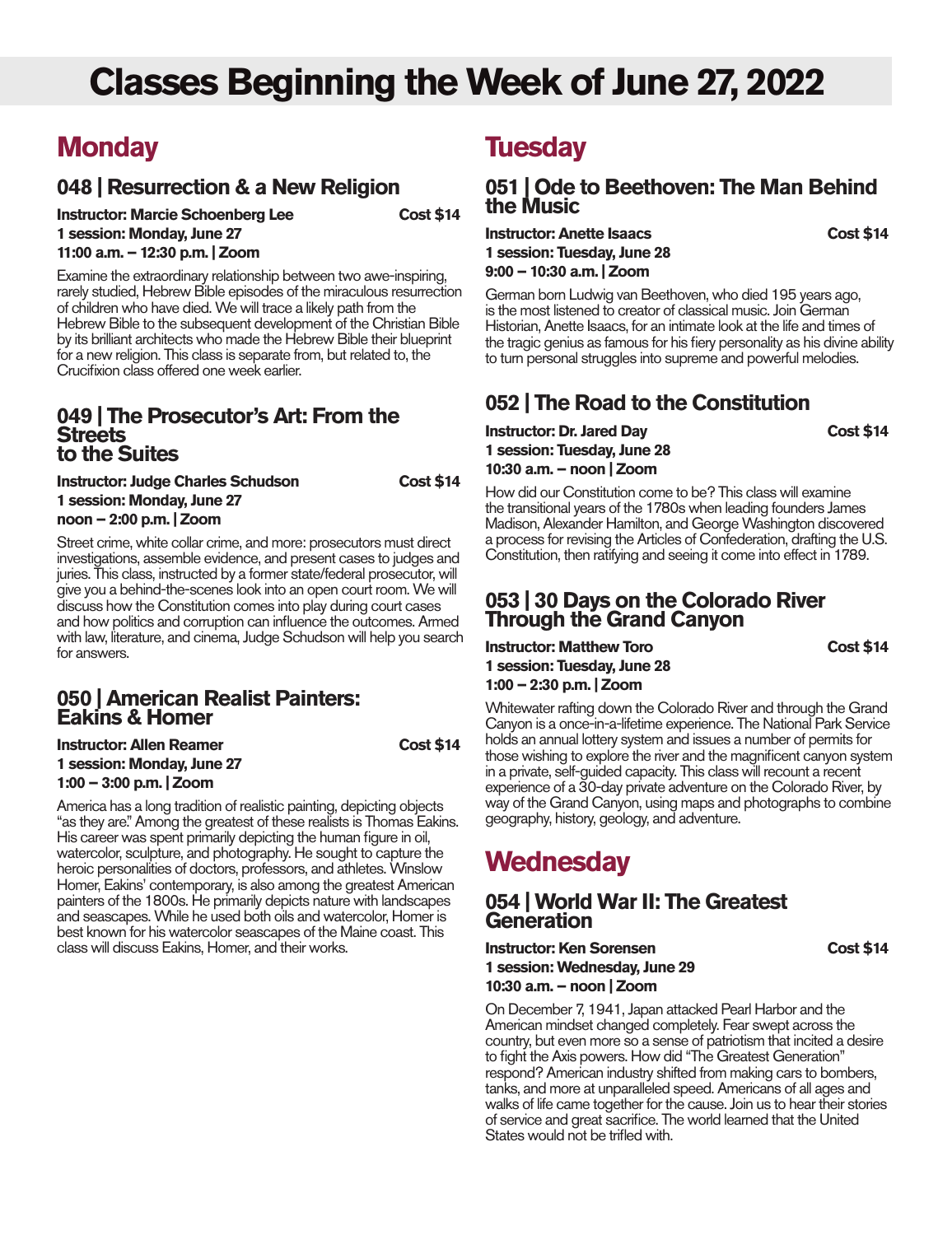# Classes Beginning the Week of June 27, 2022

## Monday

### 048 | Resurrection & a New Religion

**Instructor: Marcie Schoenberg Lee** **Cost $14**
**1 session: Monday, June 27**
**11:00 a.m. – 12:30 p.m. | Zoom**

Examine the extraordinary relationship between two awe-inspiring, rarely studied, Hebrew Bible episodes of the miraculous resurrection of children who have died. We will trace a likely path from the Hebrew Bible to the subsequent development of the Christian Bible by its brilliant architects who made the Hebrew Bible their blueprint for a new religion. This class is separate from, but related to, the Crucifixion class offered one week earlier.

### 049 | The Prosecutor's Art: From the Streets to the Suites

**Instructor: Judge Charles Schudson** **Cost $14**
**1 session: Monday, June 27**
**noon – 2:00 p.m. | Zoom**

Street crime, white collar crime, and more: prosecutors must direct investigations, assemble evidence, and present cases to judges and juries. This class, instructed by a former state/federal prosecutor, will give you a behind-the-scenes look into an open court room. We will discuss how the Constitution comes into play during court cases and how politics and corruption can influence the outcomes. Armed with law, literature, and cinema, Judge Schudson will help you search for answers.

### 050 | American Realist Painters: Eakins & Homer

**Instructor: Allen Reamer** **Cost $14**
**1 session: Monday, June 27**
**1:00 – 3:00 p.m. | Zoom**

America has a long tradition of realistic painting, depicting objects "as they are." Among the greatest of these realists is Thomas Eakins. His career was spent primarily depicting the human figure in oil, watercolor, sculpture, and photography. He sought to capture the heroic personalities of doctors, professors, and athletes. Winslow Homer, Eakins' contemporary, is also among the greatest American painters of the 1800s. He primarily depicts nature with landscapes and seascapes. While he used both oils and watercolor, Homer is best known for his watercolor seascapes of the Maine coast. This class will discuss Eakins, Homer, and their works.

## Tuesday

### 051 | Ode to Beethoven: The Man Behind the Music

**Instructor: Anette Isaacs** **Cost $14**
**1 session: Tuesday, June 28**
**9:00 – 10:30 a.m. | Zoom**

German born Ludwig van Beethoven, who died 195 years ago, is the most listened to creator of classical music. Join German Historian, Anette Isaacs, for an intimate look at the life and times of the tragic genius as famous for his fiery personality as his divine ability to turn personal struggles into supreme and powerful melodies.

### 052 | The Road to the Constitution

**Instructor: Dr. Jared Day** **Cost $14**
**1 session: Tuesday, June 28**
**10:30 a.m. – noon | Zoom**

How did our Constitution come to be? This class will examine the transitional years of the 1780s when leading founders James Madison, Alexander Hamilton, and George Washington discovered a process for revising the Articles of Confederation, drafting the U.S. Constitution, then ratifying and seeing it come into effect in 1789.

### 053 | 30 Days on the Colorado River Through the Grand Canyon

**Instructor: Matthew Toro** **Cost $14**
**1 session: Tuesday, June 28**
**1:00 – 2:30 p.m. | Zoom**

Whitewater rafting down the Colorado River and through the Grand Canyon is a once-in-a-lifetime experience. The National Park Service holds an annual lottery system and issues a number of permits for those wishing to explore the river and the magnificent canyon system in a private, self-guided capacity. This class will recount a recent experience of a 30-day private adventure on the Colorado River, by way of the Grand Canyon, using maps and photographs to combine geography, history, geology, and adventure.

## Wednesday

### 054 | World War II: The Greatest Generation

**Instructor: Ken Sorensen** **Cost $14**
**1 session: Wednesday, June 29**
**10:30 a.m. – noon | Zoom**

On December 7, 1941, Japan attacked Pearl Harbor and the American mindset changed completely. Fear swept across the country, but even more so a sense of patriotism that incited a desire to fight the Axis powers. How did "The Greatest Generation" respond? American industry shifted from making cars to bombers, tanks, and more at unparalleled speed. Americans of all ages and walks of life came together for the cause. Join us to hear their stories of service and great sacrifice. The world learned that the United States would not be trifled with.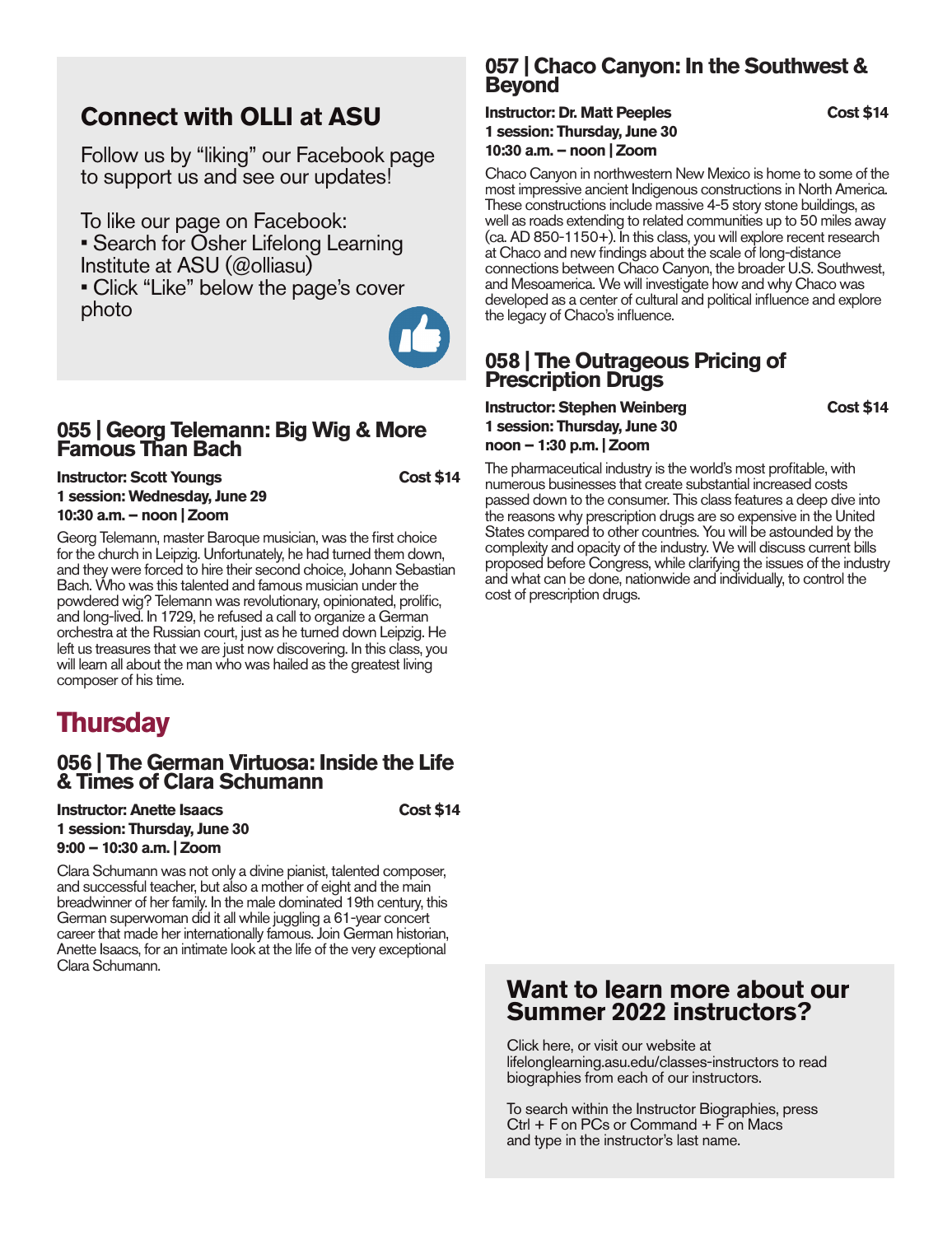## Connect with OLLI at ASU

Follow us by "liking" our Facebook page to support us and see our updates!

To like our page on Facebook:
- Search for Osher Lifelong Learning Institute at ASU (@olliasu)
- Click "Like" below the page's cover photo

### 055 | Georg Telemann: Big Wig & More Famous Than Bach

**Instructor: Scott Youngs** **Cost $14**
**1 session: Wednesday, June 29**
**10:30 a.m. – noon | Zoom**

Georg Telemann, master Baroque musician, was the first choice for the church in Leipzig. Unfortunately, he had turned them down, and they were forced to hire their second choice, Johann Sebastian Bach. Who was this talented and famous musician under the powdered wig? Telemann was revolutionary, opinionated, prolific, and long-lived. In 1729, he refused a call to organize a German orchestra at the Russian court, just as he turned down Leipzig. He left us treasures that we are just now discovering. In this class, you will learn all about the man who was hailed as the greatest living composer of his time.

## Thursday

### 056 | The German Virtuosa: Inside the Life & Times of Clara Schumann

**Instructor: Anette Isaacs** **Cost $14**
**1 session: Thursday, June 30**
**9:00 – 10:30 a.m. | Zoom**

Clara Schumann was not only a divine pianist, talented composer, and successful teacher, but also a mother of eight and the main breadwinner of her family. In the male dominated 19th century, this German superwoman did it all while juggling a 61-year concert career that made her internationally famous. Join German historian, Anette Isaacs, for an intimate look at the life of the very exceptional Clara Schumann.

### 057 | Chaco Canyon: In the Southwest & Beyond

**Instructor: Dr. Matt Peeples** **Cost $14**
**1 session: Thursday, June 30**
**10:30 a.m. – noon | Zoom**

Chaco Canyon in northwestern New Mexico is home to some of the most impressive ancient Indigenous constructions in North America. These constructions include massive 4-5 story stone buildings, as well as roads extending to related communities up to 50 miles away (ca. AD 850-1150+). In this class, you will explore recent research at Chaco and new findings about the scale of long-distance connections between Chaco Canyon, the broader U.S. Southwest, and Mesoamerica. We will investigate how and why Chaco was developed as a center of cultural and political influence and explore the legacy of Chaco's influence.

### 058 | The Outrageous Pricing of Prescription Drugs

**Instructor: Stephen Weinberg** **Cost $14**
**1 session: Thursday, June 30**
**noon – 1:30 p.m. | Zoom**

The pharmaceutical industry is the world's most profitable, with numerous businesses that create substantial increased costs passed down to the consumer. This class features a deep dive into the reasons why prescription drugs are so expensive in the United States compared to other countries. You will be astounded by the complexity and opacity of the industry. We will discuss current bills proposed before Congress, while clarifying the issues of the industry and what can be done, nationwide and individually, to control the cost of prescription drugs.

## Want to learn more about our Summer 2022 instructors?

Click here, or visit our website at lifelonglearning.asu.edu/classes-instructors to read biographies from each of our instructors.

To search within the Instructor Biographies, press Ctrl + F on PCs or Command + F on Macs and type in the instructor's last name.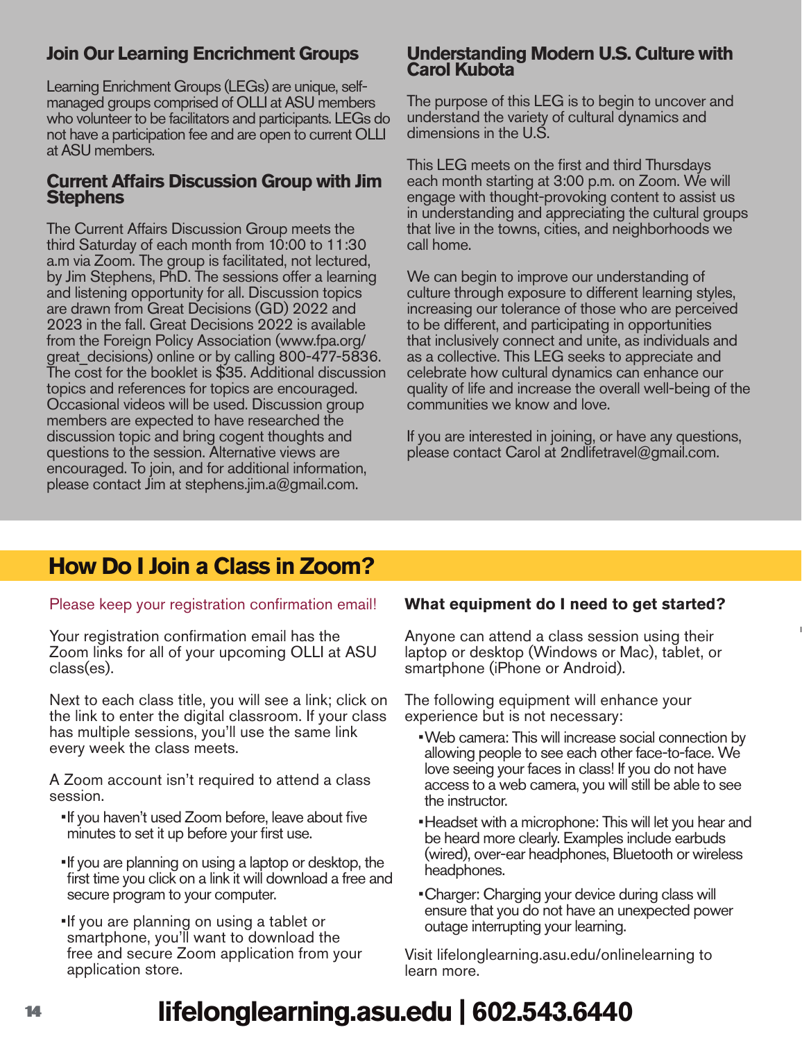## Join Our Learning Encrichment Groups

Learning Enrichment Groups (LEGs) are unique, self-managed groups comprised of OLLI at ASU members who volunteer to be facilitators and participants. LEGs do not have a participation fee and are open to current OLLI at ASU members.

### Current Affairs Discussion Group with Jim Stephens

The Current Affairs Discussion Group meets the third Saturday of each month from 10:00 to 11:30 a.m via Zoom. The group is facilitated, not lectured, by Jim Stephens, PhD. The sessions offer a learning and listening opportunity for all. Discussion topics are drawn from Great Decisions (GD) 2022 and 2023 in the fall. Great Decisions 2022 is available from the Foreign Policy Association (www.fpa.org/great_decisions) online or by calling 800-477-5836. The cost for the booklet is $35. Additional discussion topics and references for topics are encouraged. Occasional videos will be used. Discussion group members are expected to have researched the discussion topic and bring cogent thoughts and questions to the session. Alternative views are encouraged. To join, and for additional information, please contact Jim at stephens.jim.a@gmail.com.

### Understanding Modern U.S. Culture with Carol Kubota

The purpose of this LEG is to begin to uncover and understand the variety of cultural dynamics and dimensions in the U.S.

This LEG meets on the first and third Thursdays each month starting at 3:00 p.m. on Zoom. We will engage with thought-provoking content to assist us in understanding and appreciating the cultural groups that live in the towns, cities, and neighborhoods we call home.

We can begin to improve our understanding of culture through exposure to different learning styles, increasing our tolerance of those who are perceived to be different, and participating in opportunities that inclusively connect and unite, as individuals and as a collective. This LEG seeks to appreciate and celebrate how cultural dynamics can enhance our quality of life and increase the overall well-being of the communities we know and love.

If you are interested in joining, or have any questions, please contact Carol at 2ndlifetravel@gmail.com.

## How Do I Join a Class in Zoom?

Please keep your registration confirmation email!

Your registration confirmation email has the Zoom links for all of your upcoming OLLI at ASU class(es).

Next to each class title, you will see a link; click on the link to enter the digital classroom. If your class has multiple sessions, you'll use the same link every week the class meets.

A Zoom account isn't required to attend a class session.

- If you haven't used Zoom before, leave about five minutes to set it up before your first use.
- If you are planning on using a laptop or desktop, the first time you click on a link it will download a free and secure program to your computer.
- If you are planning on using a tablet or smartphone, you'll want to download the free and secure Zoom application from your application store.

**What equipment do I need to get started?**

Anyone can attend a class session using their laptop or desktop (Windows or Mac), tablet, or smartphone (iPhone or Android).

The following equipment will enhance your experience but is not necessary:

- Web camera: This will increase social connection by allowing people to see each other face-to-face. We love seeing your faces in class! If you do not have access to a web camera, you will still be able to see the instructor.
- Headset with a microphone: This will let you hear and be heard more clearly. Examples include earbuds (wired), over-ear headphones, Bluetooth or wireless headphones.
- Charger: Charging your device during class will ensure that you do not have an unexpected power outage interrupting your learning.

Visit lifelonglearning.asu.edu/onlinelearning to learn more.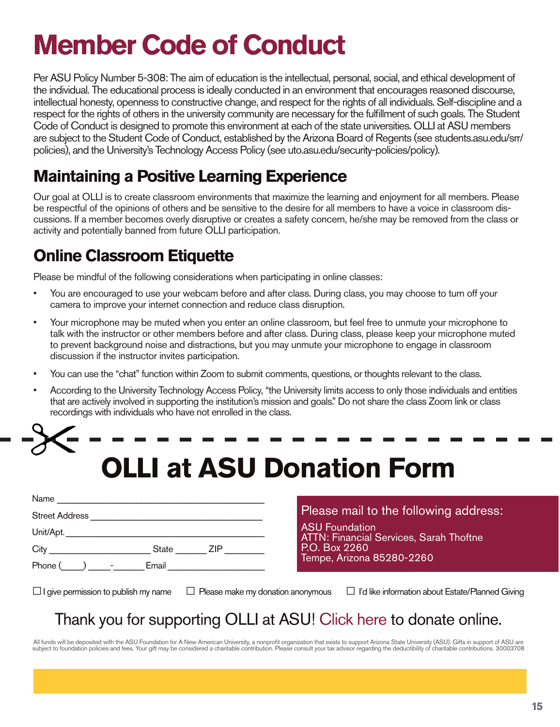# Member Code of Conduct

Per ASU Policy Number 5-308: The aim of education is the intellectual, personal, social, and ethical development of the individual. The educational process is ideally conducted in an environment that encourages reasoned discourse, intellectual honesty, openness to constructive change, and respect for the rights of all individuals. Self-discipline and a respect for the rights of others in the university community are necessary for the fulfillment of such goals. The Student Code of Conduct is designed to promote this environment at each of the state universities. OLLI at ASU members are subject to the Student Code of Conduct, established by the Arizona Board of Regents (see students.asu.edu/srr/policies), and the University's Technology Access Policy (see uto.asu.edu/security-policies/policy).

## Maintaining a Positive Learning Experience

Our goal at OLLI is to create classroom environments that maximize the learning and enjoyment for all members. Please be respectful of the opinions of others and be sensitive to the desire for all members to have a voice in classroom discussions. If a member becomes overly disruptive or creates a safety concern, he/she may be removed from the class or activity and potentially banned from future OLLI participation.

## Online Classroom Etiquette

Please be mindful of the following considerations when participating in online classes:

- You are encouraged to use your webcam before and after class. During class, you may choose to turn off your camera to improve your internet connection and reduce class disruption.
- Your microphone may be muted when you enter an online classroom, but feel free to unmute your microphone to talk with the instructor or other members before and after class. During class, please keep your microphone muted to prevent background noise and distractions, but you may unmute your microphone to engage in classroom discussion if the instructor invites participation.
- You can use the "chat" function within Zoom to submit comments, questions, or thoughts relevant to the class.
- According to the University Technology Access Policy, "the University limits access to only those individuals and entities that are actively involved in supporting the institution's mission and goals." Do not share the class Zoom link or class recordings with individuals who have not enrolled in the class.

# OLLI at ASU Donation Form

Name ________________________________________

Street Address ________________________________

Unit/Apt. _____________________________________

City ____________________ State ______ ZIP ________

Phone (____) _____-______ Email ____________________

**Please mail to the following address:**

ASU Foundation
ATTN: Financial Services, Sarah Thoftne
P.O. Box 2260
Tempe, Arizona 85280-2260

☐ I give permission to publish my name ☐ Please make my donation anonymous ☐ I'd like information about Estate/Planned Giving

Thank you for supporting OLLI at ASU! Click here to donate online.

All funds will be deposited with the ASU Foundation for A New American University, a nonprofit organization that exists to support Arizona State University (ASU). Gifts in support of ASU are subject to foundation policies and fees. Your gift may be considered a charitable contribution. Please consult your tax advisor regarding the deductibility of charitable contributions. 30003708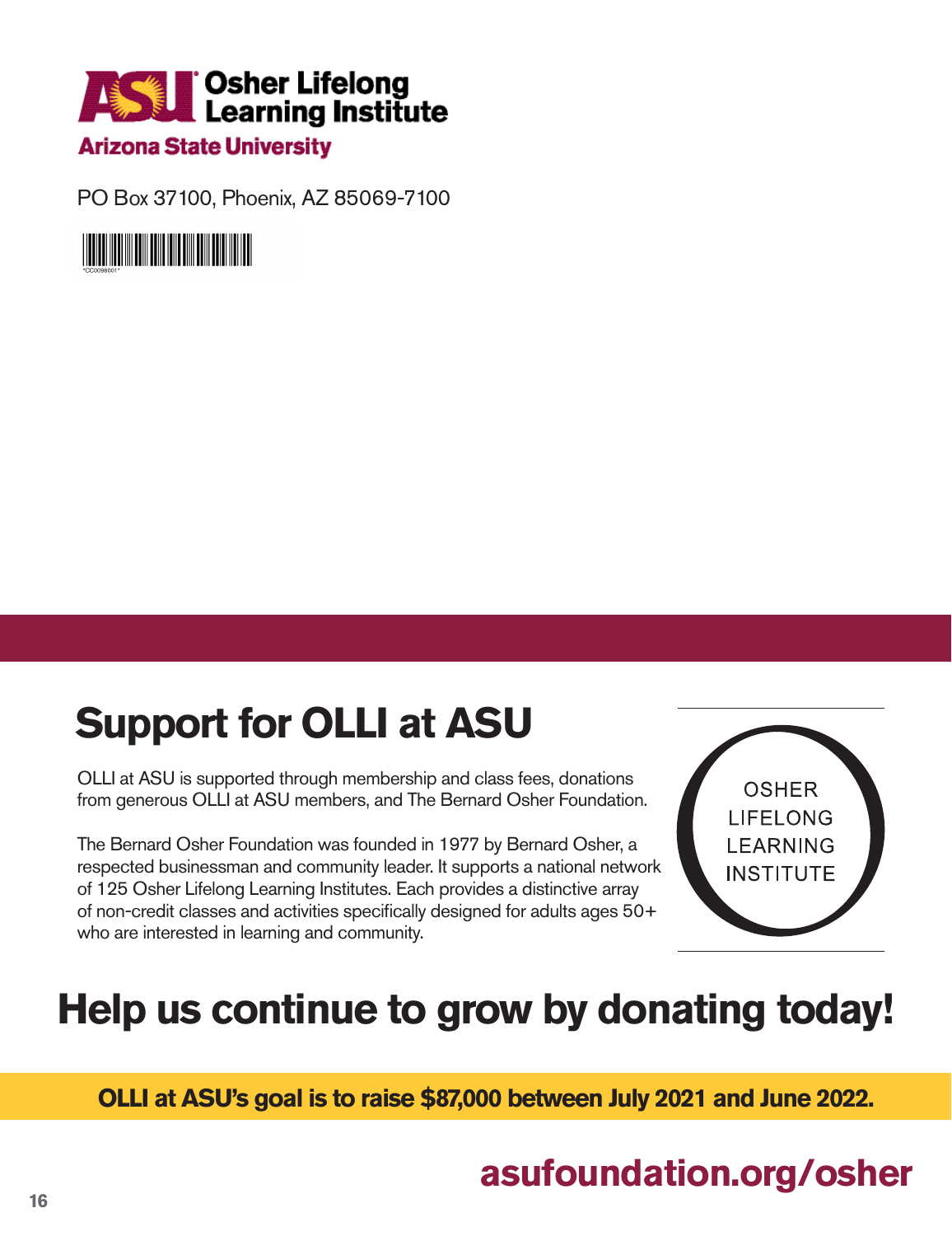ASU Osher Lifelong Learning Institute

Arizona State University

PO Box 37100, Phoenix, AZ 85069-7100

## Support for OLLI at ASU

OLLI at ASU is supported through membership and class fees, donations from generous OLLI at ASU members, and The Bernard Osher Foundation.

The Bernard Osher Foundation was founded in 1977 by Bernard Osher, a respected businessman and community leader. It supports a national network of 125 Osher Lifelong Learning Institutes. Each provides a distinctive array of non-credit classes and activities specifically designed for adults ages 50+ who are interested in learning and community.

OSHER LIFELONG LEARNING INSTITUTE

## Help us continue to grow by donating today!

**OLLI at ASU's goal is to raise $87,000 between July 2021 and June 2022.**

**asufoundation.org/osher**